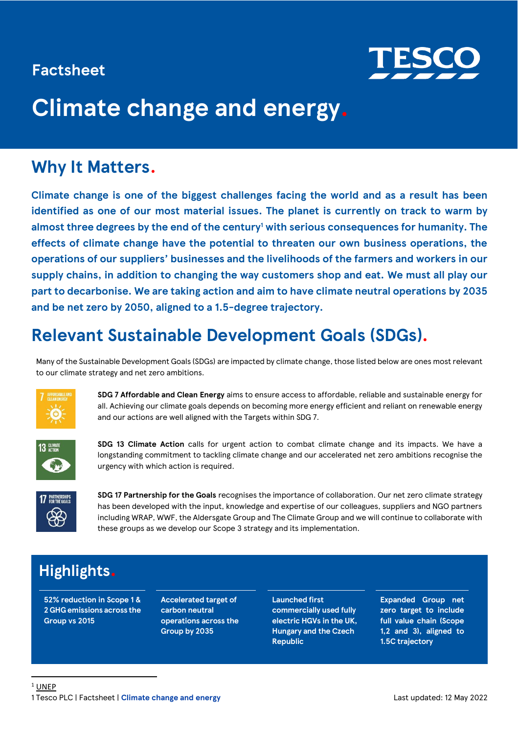Factsheet

TESCO

# Climate change and energy.

## Why It Matters.

**Climate change is one of the biggest challenges facing the world and as a result has been identified as one of our most material issues. The planet is currently on track to warm by almost three degrees by the end of the century[1] with serious consequences for humanity. The effects of climate change have the potential to threaten our own business operations, the operations of our suppliers' businesses and the livelihoods of the farmers and workers in our supply chains, in addition to changing the way customers shop and eat. We must all play our part to decarbonise. We are taking action and aim to have climate neutral operations by 2035 and be net zero by 2050, aligned to a 1.5-degree trajectory.**

## Relevant Sustainable Development Goals (SDGs).

Many of the Sustainable Development Goals (SDGs) are impacted by climate change, those listed below are ones most relevant to our climate strategy and net zero ambitions.

**SDG 7 Affordable and Clean Energy** aims to ensure access to affordable, reliable and sustainable energy for all. Achieving our climate goals depends on becoming more energy efficient and reliant on renewable energy and our actions are well aligned with the Targets within SDG 7.

**SDG 13 Climate Action** calls for urgent action to combat climate change and its impacts. We have a longstanding commitment to tackling climate change and our accelerated net zero ambitions recognise the urgency with which action is required.

**SDG 17 Partnership for the Goals** recognises the importance of collaboration. Our net zero climate strategy has been developed with the input, knowledge and expertise of our colleagues, suppliers and NGO partners including WRAP, WWF, the Aldersgate Group and The Climate Group and we will continue to collaborate with these groups as we develop our Scope 3 strategy and its implementation.

## Highlights.

- **52% reduction in Scope 1 & 2 GHG emissions across the Group vs 2015**
- **Accelerated target of carbon neutral operations across the Group by 2035**
- **Launched first commercially used fully electric HGVs in the UK, Hungary and the Czech Republic**
- **Expanded Group net zero target to include full value chain (Scope 1,2 and 3), aligned to 1.5C trajectory**

[1] UNEP

Last updated: 12 May 2022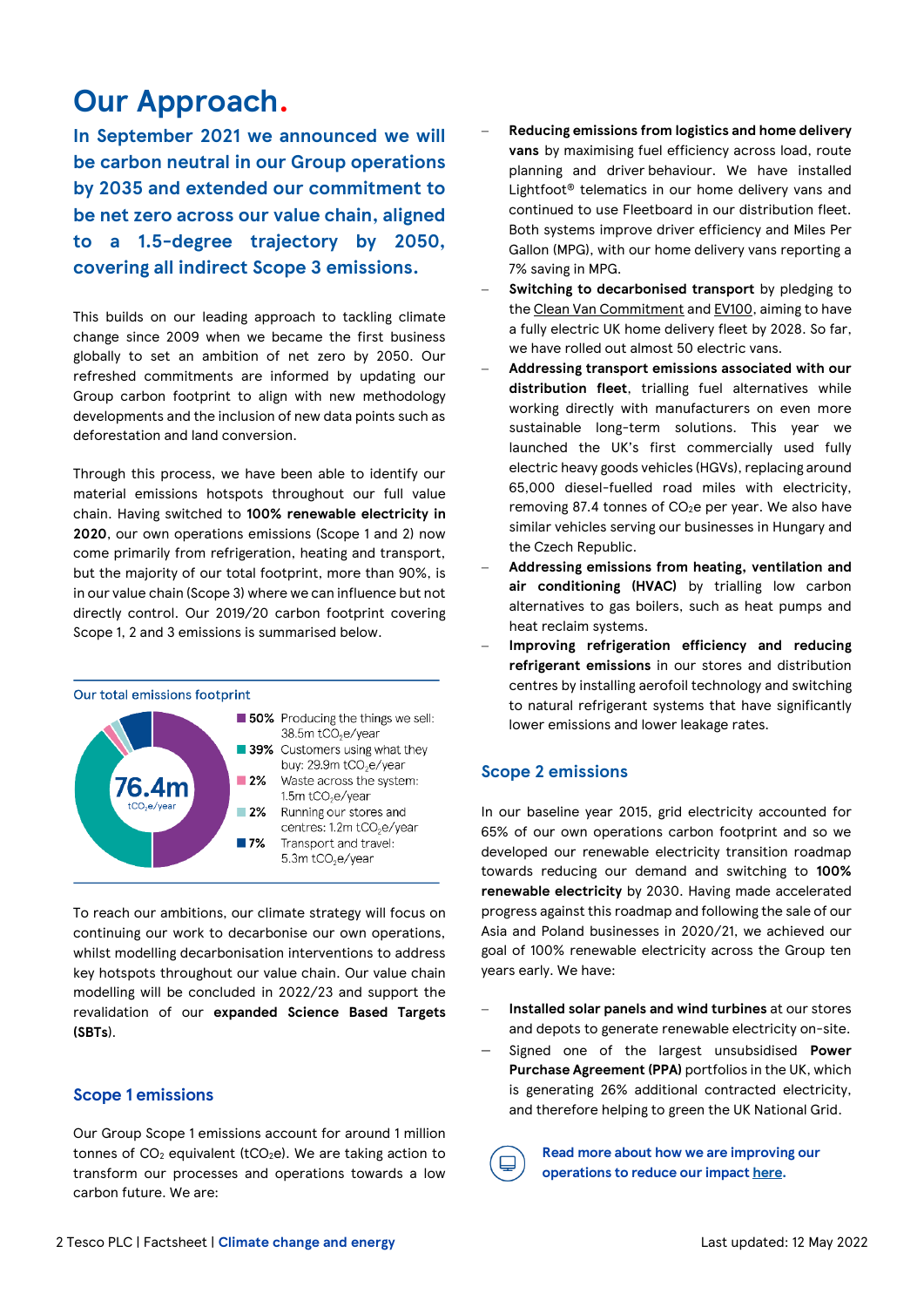# Our Approach.

**In September 2021 we announced we will be carbon neutral in our Group operations by 2035 and extended our commitment to be net zero across our value chain, aligned to a 1.5-degree trajectory by 2050, covering all indirect Scope 3 emissions.**

This builds on our leading approach to tackling climate change since 2009 when we became the first business globally to set an ambition of net zero by 2050. Our refreshed commitments are informed by updating our Group carbon footprint to align with new methodology developments and the inclusion of new data points such as deforestation and land conversion.

Through this process, we have been able to identify our material emissions hotspots throughout our full value chain. Having switched to **100% renewable electricity in 2020**, our own operations emissions (Scope 1 and 2) now come primarily from refrigeration, heating and transport, but the majority of our total footprint, more than 90%, is in our value chain (Scope 3) where we can influence but not directly control. Our 2019/20 carbon footprint covering Scope 1, 2 and 3 emissions is summarised below.

Our total emissions footprint

76.4m $tCO_2e$/year

- **50%** Producing the things we sell: 38.5m $tCO_2e$/year
- **39%** Customers using what they buy: 29.9m $tCO_2e$/year
- **2%** Waste across the system: 1.5m $tCO_2e$/year
- **2%** Running our stores and centres: 1.2m $tCO_2e$/year
- **7%** Transport and travel: 5.3m $tCO_2e$/year

To reach our ambitions, our climate strategy will focus on continuing our work to decarbonise our own operations, whilst modelling decarbonisation interventions to address key hotspots throughout our value chain. Our value chain modelling will be concluded in 2022/23 and support the revalidation of our **expanded Science Based Targets (SBTs)**.

## Scope 1 emissions

Our Group Scope 1 emissions account for around 1 million tonnes of $CO_2$ equivalent ($tCO_2e$). We are taking action to transform our processes and operations towards a low carbon future. We are:

- **Reducing emissions from logistics and home delivery vans** by maximising fuel efficiency across load, route planning and driver behaviour. We have installed Lightfoot® telematics in our home delivery vans and continued to use Fleetboard in our distribution fleet. Both systems improve driver efficiency and Miles Per Gallon (MPG), with our home delivery vans reporting a 7% saving in MPG.
- **Switching to decarbonised transport** by pledging to the Clean Van Commitment and EV100, aiming to have a fully electric UK home delivery fleet by 2028. So far, we have rolled out almost 50 electric vans.
- **Addressing transport emissions associated with our distribution fleet**, trialling fuel alternatives while working directly with manufacturers on even more sustainable long-term solutions. This year we launched the UK's first commercially used fully electric heavy goods vehicles (HGVs), replacing around 65,000 diesel-fuelled road miles with electricity, removing 87.4 tonnes of $CO_2e$ per year. We also have similar vehicles serving our businesses in Hungary and the Czech Republic.
- **Addressing emissions from heating, ventilation and air conditioning (HVAC)** by trialling low carbon alternatives to gas boilers, such as heat pumps and heat reclaim systems.
- **Improving refrigeration efficiency and reducing refrigerant emissions** in our stores and distribution centres by installing aerofoil technology and switching to natural refrigerant systems that have significantly lower emissions and lower leakage rates.

## Scope 2 emissions

In our baseline year 2015, grid electricity accounted for 65% of our own operations carbon footprint and so we developed our renewable electricity transition roadmap towards reducing our demand and switching to **100% renewable electricity** by 2030. Having made accelerated progress against this roadmap and following the sale of our Asia and Poland businesses in 2020/21, we achieved our goal of 100% renewable electricity across the Group ten years early. We have:

- **Installed solar panels and wind turbines** at our stores and depots to generate renewable electricity on-site.
- Signed one of the largest unsubsidised **Power Purchase Agreement (PPA)** portfolios in the UK, which is generating 26% additional contracted electricity, and therefore helping to green the UK National Grid.

**Read more about how we are improving our operations to reduce our impact here.**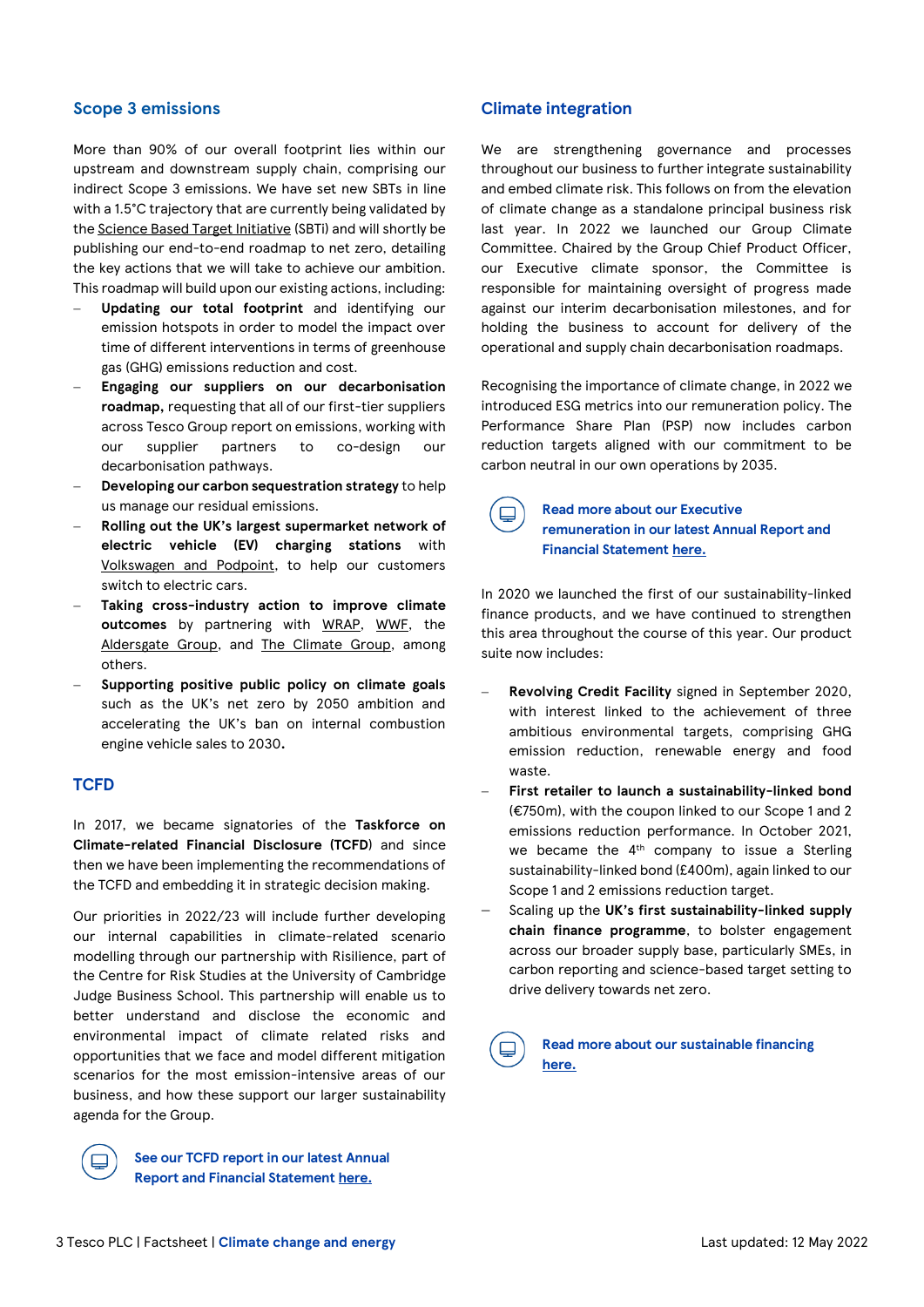## Scope 3 emissions

More than 90% of our overall footprint lies within our upstream and downstream supply chain, comprising our indirect Scope 3 emissions. We have set new SBTs in line with a 1.5°C trajectory that are currently being validated by the Science Based Target Initiative (SBTi) and will shortly be publishing our end-to-end roadmap to net zero, detailing the key actions that we will take to achieve our ambition. This roadmap will build upon our existing actions, including:

- **Updating our total footprint** and identifying our emission hotspots in order to model the impact over time of different interventions in terms of greenhouse gas (GHG) emissions reduction and cost.
- **Engaging our suppliers on our decarbonisation roadmap,** requesting that all of our first-tier suppliers across Tesco Group report on emissions, working with our supplier partners to co-design our decarbonisation pathways.
- **Developing our carbon sequestration strategy** to help us manage our residual emissions.
- **Rolling out the UK's largest supermarket network of electric vehicle (EV) charging stations** with Volkswagen and Podpoint, to help our customers switch to electric cars.
- **Taking cross-industry action to improve climate outcomes** by partnering with WRAP, WWF, the Aldersgate Group, and The Climate Group, among others.
- **Supporting positive public policy on climate goals** such as the UK's net zero by 2050 ambition and accelerating the UK's ban on internal combustion engine vehicle sales to 2030**.**

## TCFD

In 2017, we became signatories of the **Taskforce on Climate-related Financial Disclosure (TCFD**) and since then we have been implementing the recommendations of the TCFD and embedding it in strategic decision making.

Our priorities in 2022/23 will include further developing our internal capabilities in climate-related scenario modelling through our partnership with Risilience, part of the Centre for Risk Studies at the University of Cambridge Judge Business School. This partnership will enable us to better understand and disclose the economic and environmental impact of climate related risks and opportunities that we face and model different mitigation scenarios for the most emission-intensive areas of our business, and how these support our larger sustainability agenda for the Group.

**See our TCFD report in our latest Annual Report and Financial Statement here.**

## Climate integration

We are strengthening governance and processes throughout our business to further integrate sustainability and embed climate risk. This follows on from the elevation of climate change as a standalone principal business risk last year. In 2022 we launched our Group Climate Committee. Chaired by the Group Chief Product Officer, our Executive climate sponsor, the Committee is responsible for maintaining oversight of progress made against our interim decarbonisation milestones, and for holding the business to account for delivery of the operational and supply chain decarbonisation roadmaps.

Recognising the importance of climate change, in 2022 we introduced ESG metrics into our remuneration policy. The Performance Share Plan (PSP) now includes carbon reduction targets aligned with our commitment to be carbon neutral in our own operations by 2035.

**Read more about our Executive remuneration in our latest Annual Report and Financial Statement here.**

In 2020 we launched the first of our sustainability-linked finance products, and we have continued to strengthen this area throughout the course of this year. Our product suite now includes:

- **Revolving Credit Facility** signed in September 2020, with interest linked to the achievement of three ambitious environmental targets, comprising GHG emission reduction, renewable energy and food waste.
- **First retailer to launch a sustainability-linked bond** (€750m), with the coupon linked to our Scope 1 and 2 emissions reduction performance. In October 2021, we became the 4th company to issue a Sterling sustainability-linked bond (£400m), again linked to our Scope 1 and 2 emissions reduction target.
- Scaling up the **UK's first sustainability-linked supply chain finance programme**, to bolster engagement across our broader supply base, particularly SMEs, in carbon reporting and science-based target setting to drive delivery towards net zero.

**Read more about our sustainable financing here.**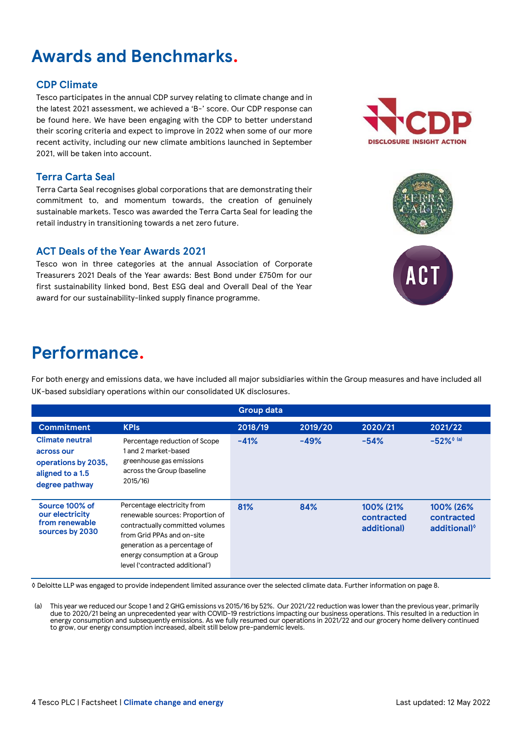# Awards and Benchmarks.

### CDP Climate

Tesco participates in the annual CDP survey relating to climate change and in the latest 2021 assessment, we achieved a 'B-' score. Our CDP response can be found here. We have been engaging with the CDP to better understand their scoring criteria and expect to improve in 2022 when some of our more recent activity, including our new climate ambitions launched in September 2021, will be taken into account.

### Terra Carta Seal

Terra Carta Seal recognises global corporations that are demonstrating their commitment to, and momentum towards, the creation of genuinely sustainable markets. Tesco was awarded the Terra Carta Seal for leading the retail industry in transitioning towards a net zero future.

### ACT Deals of the Year Awards 2021

Tesco won in three categories at the annual Association of Corporate Treasurers 2021 Deals of the Year awards: Best Bond under £750m for our first sustainability linked bond, Best ESG deal and Overall Deal of the Year award for our sustainability-linked supply finance programme.

# Performance.

For both energy and emissions data, we have included all major subsidiaries within the Group measures and have included all UK-based subsidiary operations within our consolidated UK disclosures.

| | | Group data | | | |
|---|---|---|---|---|---|
| **Commitment** | **KPIs** | **2018/19** | **2019/20** | **2020/21** | **2021/22** |
| Climate neutral across our operations by 2035, aligned to a 1.5 degree pathway | Percentage reduction of Scope 1 and 2 market-based greenhouse gas emissions across the Group (baseline 2015/16) | -41% | -49% | -54% | -52%◊ (a) |
| Source 100% of our electricity from renewable sources by 2030 | Percentage electricity from renewable sources: Proportion of contractually committed volumes from Grid PPAs and on-site generation as a percentage of energy consumption at a Group level ('contracted additional') | 81% | 84% | 100% (21% contracted additional) | 100% (26% contracted additional)◊ |

◊ Deloitte LLP was engaged to provide independent limited assurance over the selected climate data. Further information on page 8.

(a) This year we reduced our Scope 1 and 2 GHG emissions vs 2015/16 by 52%. Our 2021/22 reduction was lower than the previous year, primarily due to 2020/21 being an unprecedented year with COVID-19 restrictions impacting our business operations. This resulted in a reduction in energy consumption and subsequently emissions. As we fully resumed our operations in 2021/22 and our grocery home delivery continued to grow, our energy consumption increased, albeit still below pre-pandemic levels.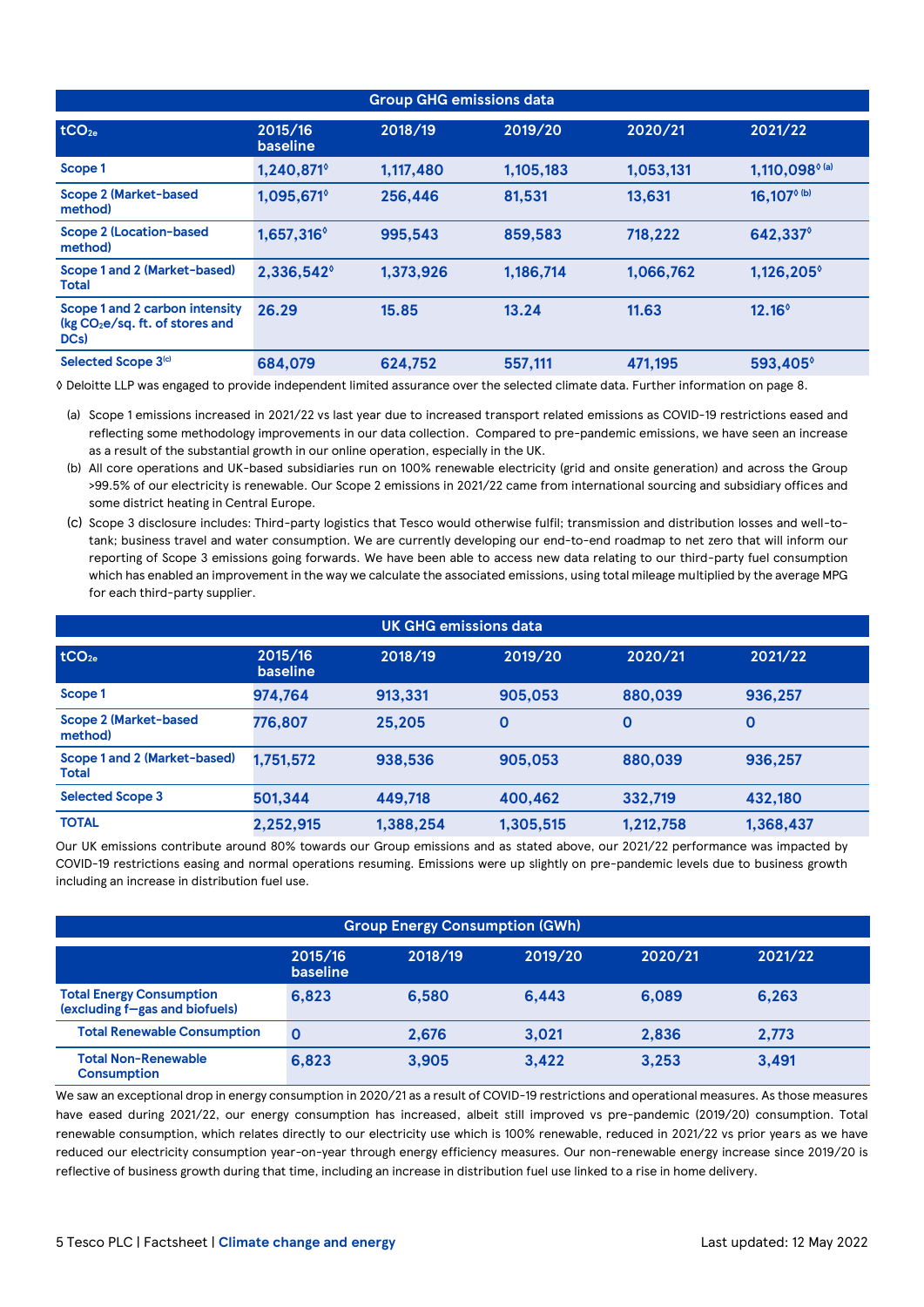| Group GHG emissions data | | | | | |
|---|---|---|---|---|---|
| $tCO_{2e}$ | 2015/16 baseline | 2018/19 | 2019/20 | 2020/21 | 2021/22 |
| Scope 1 | 1,240,871◊ | 1,117,480 | 1,105,183 | 1,053,131 | 1,110,098◊ (a) |
| Scope 2 (Market-based method) | 1,095,671◊ | 256,446 | 81,531 | 13,631 | 16,107◊ (b) |
| Scope 2 (Location-based method) | 1,657,316◊ | 995,543 | 859,583 | 718,222 | 642,337◊ |
| Scope 1 and 2 (Market-based) Total | 2,336,542◊ | 1,373,926 | 1,186,714 | 1,066,762 | 1,126,205◊ |
| Scope 1 and 2 carbon intensity (kg $CO_2e$/sq. ft. of stores and DCs) | 26.29 | 15.85 | 13.24 | 11.63 | 12.16◊ |
| Selected Scope 3[(c)] | 684,079 | 624,752 | 557,111 | 471,195 | 593,405◊ |

◊ Deloitte LLP was engaged to provide independent limited assurance over the selected climate data. Further information on page 8.

(a) Scope 1 emissions increased in 2021/22 vs last year due to increased transport related emissions as COVID-19 restrictions eased and reflecting some methodology improvements in our data collection. Compared to pre-pandemic emissions, we have seen an increase as a result of the substantial growth in our online operation, especially in the UK.

(b) All core operations and UK-based subsidiaries run on 100% renewable electricity (grid and onsite generation) and across the Group >99.5% of our electricity is renewable. Our Scope 2 emissions in 2021/22 came from international sourcing and subsidiary offices and some district heating in Central Europe.

(c) Scope 3 disclosure includes: Third-party logistics that Tesco would otherwise fulfil; transmission and distribution losses and well-to-tank; business travel and water consumption. We are currently developing our end-to-end roadmap to net zero that will inform our reporting of Scope 3 emissions going forwards. We have been able to access new data relating to our third-party fuel consumption which has enabled an improvement in the way we calculate the associated emissions, using total mileage multiplied by the average MPG for each third-party supplier.

| UK GHG emissions data | | | | | |
|---|---|---|---|---|---|
| $tCO_{2e}$ | 2015/16 baseline | 2018/19 | 2019/20 | 2020/21 | 2021/22 |
| Scope 1 | 974,764 | 913,331 | 905,053 | 880,039 | 936,257 |
| Scope 2 (Market-based method) | 776,807 | 25,205 | 0 | 0 | 0 |
| Scope 1 and 2 (Market-based) Total | 1,751,572 | 938,536 | 905,053 | 880,039 | 936,257 |
| Selected Scope 3 | 501,344 | 449,718 | 400,462 | 332,719 | 432,180 |
| TOTAL | 2,252,915 | 1,388,254 | 1,305,515 | 1,212,758 | 1,368,437 |

Our UK emissions contribute around 80% towards our Group emissions and as stated above, our 2021/22 performance was impacted by COVID-19 restrictions easing and normal operations resuming. Emissions were up slightly on pre-pandemic levels due to business growth including an increase in distribution fuel use.

| Group Energy Consumption (GWh) | | | | | |
|---|---|---|---|---|---|
| | 2015/16 baseline | 2018/19 | 2019/20 | 2020/21 | 2021/22 |
| Total Energy Consumption (excluding f–gas and biofuels) | 6,823 | 6,580 | 6,443 | 6,089 | 6,263 |
| Total Renewable Consumption | 0 | 2,676 | 3,021 | 2,836 | 2,773 |
| Total Non-Renewable Consumption | 6,823 | 3,905 | 3,422 | 3,253 | 3,491 |

We saw an exceptional drop in energy consumption in 2020/21 as a result of COVID-19 restrictions and operational measures. As those measures have eased during 2021/22, our energy consumption has increased, albeit still improved vs pre-pandemic (2019/20) consumption. Total renewable consumption, which relates directly to our electricity use which is 100% renewable, reduced in 2021/22 vs prior years as we have reduced our electricity consumption year-on-year through energy efficiency measures. Our non-renewable energy increase since 2019/20 is reflective of business growth during that time, including an increase in distribution fuel use linked to a rise in home delivery.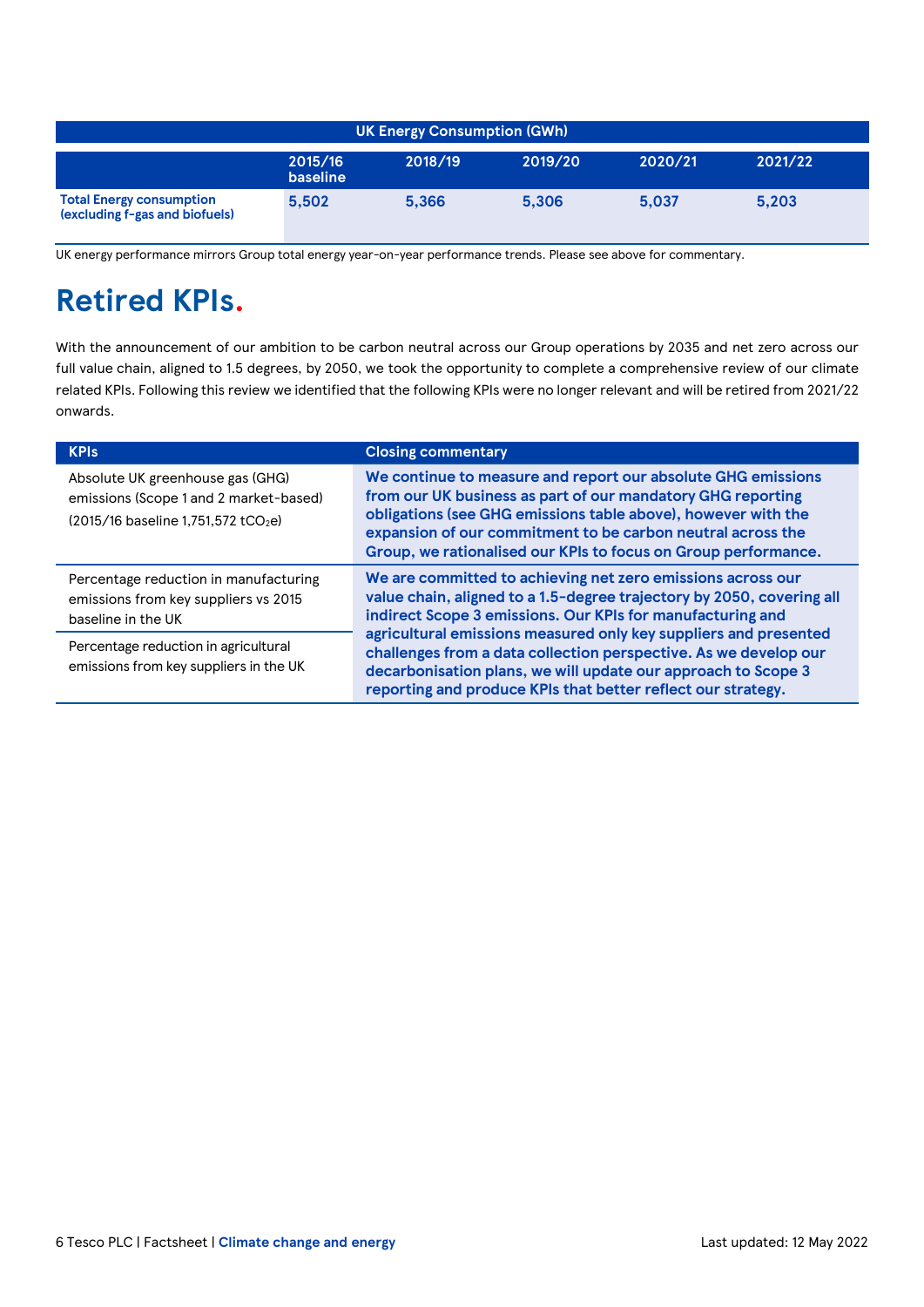| UK Energy Consumption (GWh) | | | | | |
|---|---|---|---|---|---|
| | 2015/16 baseline | 2018/19 | 2019/20 | 2020/21 | 2021/22 |
| **Total Energy consumption (excluding f-gas and biofuels)** | 5,502 | 5,366 | 5,306 | 5,037 | 5,203 |

UK energy performance mirrors Group total energy year-on-year performance trends. Please see above for commentary.

# Retired KPIs.

With the announcement of our ambition to be carbon neutral across our Group operations by 2035 and net zero across our full value chain, aligned to 1.5 degrees, by 2050, we took the opportunity to complete a comprehensive review of our climate related KPIs. Following this review we identified that the following KPIs were no longer relevant and will be retired from 2021/22 onwards.

| KPIs | Closing commentary |
|---|---|
| Absolute UK greenhouse gas (GHG) emissions (Scope 1 and 2 market-based) (2015/16 baseline 1,751,572 $tCO_2e$) | **We continue to measure and report our absolute GHG emissions from our UK business as part of our mandatory GHG reporting obligations (see GHG emissions table above), however with the expansion of our commitment to be carbon neutral across the Group, we rationalised our KPIs to focus on Group performance.** |
| Percentage reduction in manufacturing emissions from key suppliers vs 2015 baseline in the UK | **We are committed to achieving net zero emissions across our value chain, aligned to a 1.5-degree trajectory by 2050, covering all indirect Scope 3 emissions. Our KPIs for manufacturing and agricultural emissions measured only key suppliers and presented challenges from a data collection perspective. As we develop our decarbonisation plans, we will update our approach to Scope 3 reporting and produce KPIs that better reflect our strategy.** |
| Percentage reduction in agricultural emissions from key suppliers in the UK | |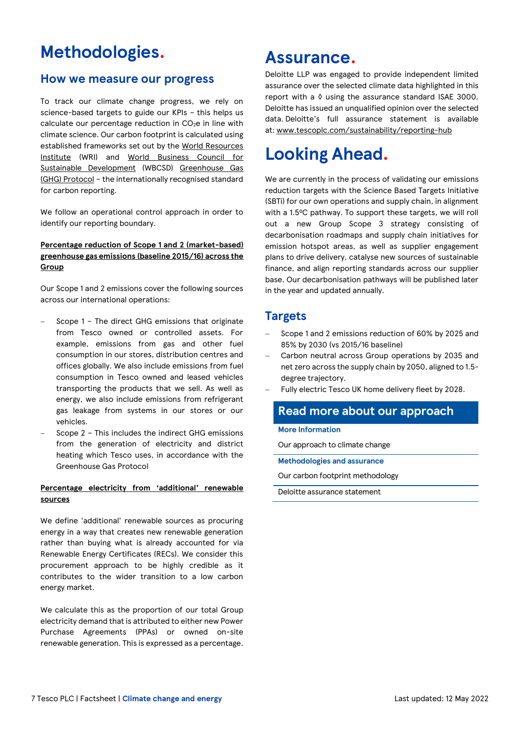# Methodologies.

## How we measure our progress

To track our climate change progress, we rely on science-based targets to guide our KPIs – this helps us calculate our percentage reduction in $CO_2e$ in line with climate science. Our carbon footprint is calculated using established frameworks set out by the World Resources Institute (WRI) and World Business Council for Sustainable Development (WBCSD) Greenhouse Gas (GHG) Protocol – the internationally recognised standard for carbon reporting.

We follow an operational control approach in order to identify our reporting boundary.

**Percentage reduction of Scope 1 and 2 (market-based) greenhouse gas emissions (baseline 2015/16) across the Group**

Our Scope 1 and 2 emissions cover the following sources across our international operations:

- Scope 1 – The direct GHG emissions that originate from Tesco owned or controlled assets. For example, emissions from gas and other fuel consumption in our stores, distribution centres and offices globally. We also include emissions from fuel consumption in Tesco owned and leased vehicles transporting the products that we sell. As well as energy, we also include emissions from refrigerant gas leakage from systems in our stores or our vehicles.
- Scope 2 – This includes the indirect GHG emissions from the generation of electricity and district heating which Tesco uses, in accordance with the Greenhouse Gas Protocol

**Percentage electricity from 'additional' renewable sources**

We define 'additional' renewable sources as procuring energy in a way that creates new renewable generation rather than buying what is already accounted for via Renewable Energy Certificates (RECs). We consider this procurement approach to be highly credible as it contributes to the wider transition to a low carbon energy market.

We calculate this as the proportion of our total Group electricity demand that is attributed to either new Power Purchase Agreements (PPAs) or owned on-site renewable generation. This is expressed as a percentage.

# Assurance.

Deloitte LLP was engaged to provide independent limited assurance over the selected climate data highlighted in this report with a ◊ using the assurance standard ISAE 3000. Deloitte has issued an unqualified opinion over the selected data. Deloitte's full assurance statement is available at: www.tescoplc.com/sustainability/reporting-hub

# Looking Ahead.

We are currently in the process of validating our emissions reduction targets with the Science Based Targets Initiative (SBTi) for our own operations and supply chain, in alignment with a 1.5ºC pathway. To support these targets, we will roll out a new Group Scope 3 strategy consisting of decarbonisation roadmaps and supply chain initiatives for emission hotspot areas, as well as supplier engagement plans to drive delivery, catalyse new sources of sustainable finance, and align reporting standards across our supplier base. Our decarbonisation pathways will be published later in the year and updated annually.

## Targets

- Scope 1 and 2 emissions reduction of 60% by 2025 and 85% by 2030 (vs 2015/16 baseline)
- Carbon neutral across Group operations by 2035 and net zero across the supply chain by 2050, aligned to 1.5-degree trajectory.
- Fully electric Tesco UK home delivery fleet by 2028.

## Read more about our approach

**More Information**

Our approach to climate change

**Methodologies and assurance**

Our carbon footprint methodology

Deloitte assurance statement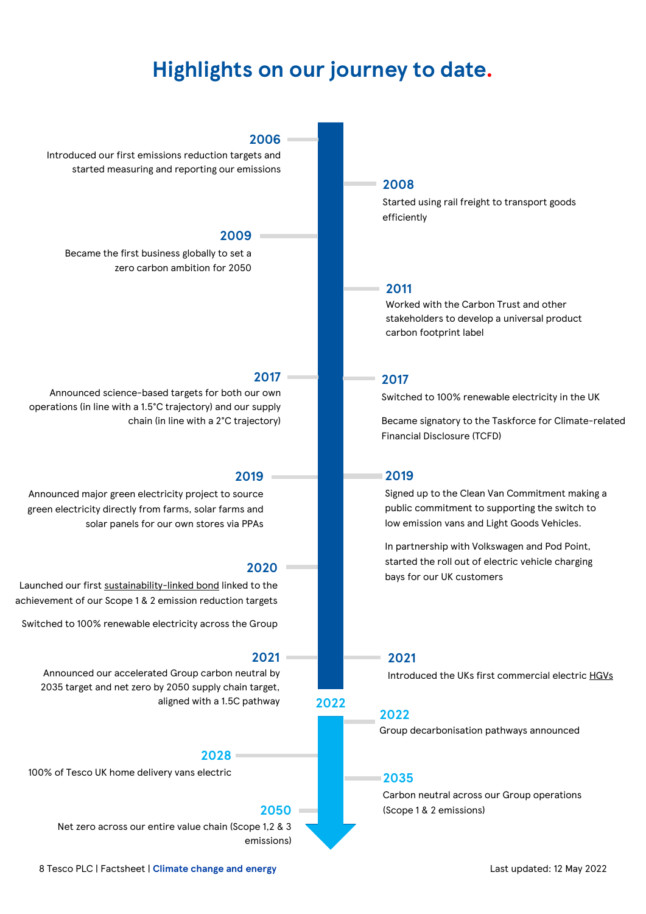# Highlights on our journey to date.

**2006**
Introduced our first emissions reduction targets and started measuring and reporting our emissions

**2008**
Started using rail freight to transport goods efficiently

**2009**
Became the first business globally to set a zero carbon ambition for 2050

**2011**
Worked with the Carbon Trust and other stakeholders to develop a universal product carbon footprint label

**2017**
Announced science-based targets for both our own operations (in line with a 1.5°C trajectory) and our supply chain (in line with a 2°C trajectory)

**2017**
Switched to 100% renewable electricity in the UK

Became signatory to the Taskforce for Climate-related Financial Disclosure (TCFD)

**2019**
Announced major green electricity project to source green electricity directly from farms, solar farms and solar panels for our own stores via PPAs

**2019**
Signed up to the Clean Van Commitment making a public commitment to supporting the switch to low emission vans and Light Goods Vehicles.

In partnership with Volkswagen and Pod Point, started the roll out of electric vehicle charging bays for our UK customers

**2020**
Launched our first sustainability-linked bond linked to the achievement of our Scope 1 & 2 emission reduction targets

Switched to 100% renewable electricity across the Group

**2021**
Announced our accelerated Group carbon neutral by 2035 target and net zero by 2050 supply chain target, aligned with a 1.5C pathway

**2021**
Introduced the UKs first commercial electric HGVs

**2022**

**2022**
Group decarbonisation pathways announced

**2028**
100% of Tesco UK home delivery vans electric

**2035**
Carbon neutral across our Group operations (Scope 1 & 2 emissions)

**2050**
Net zero across our entire value chain (Scope 1,2 & 3 emissions)

Tesco PLC | Factsheet | **Climate change and energy**

Last updated: 12 May 2022